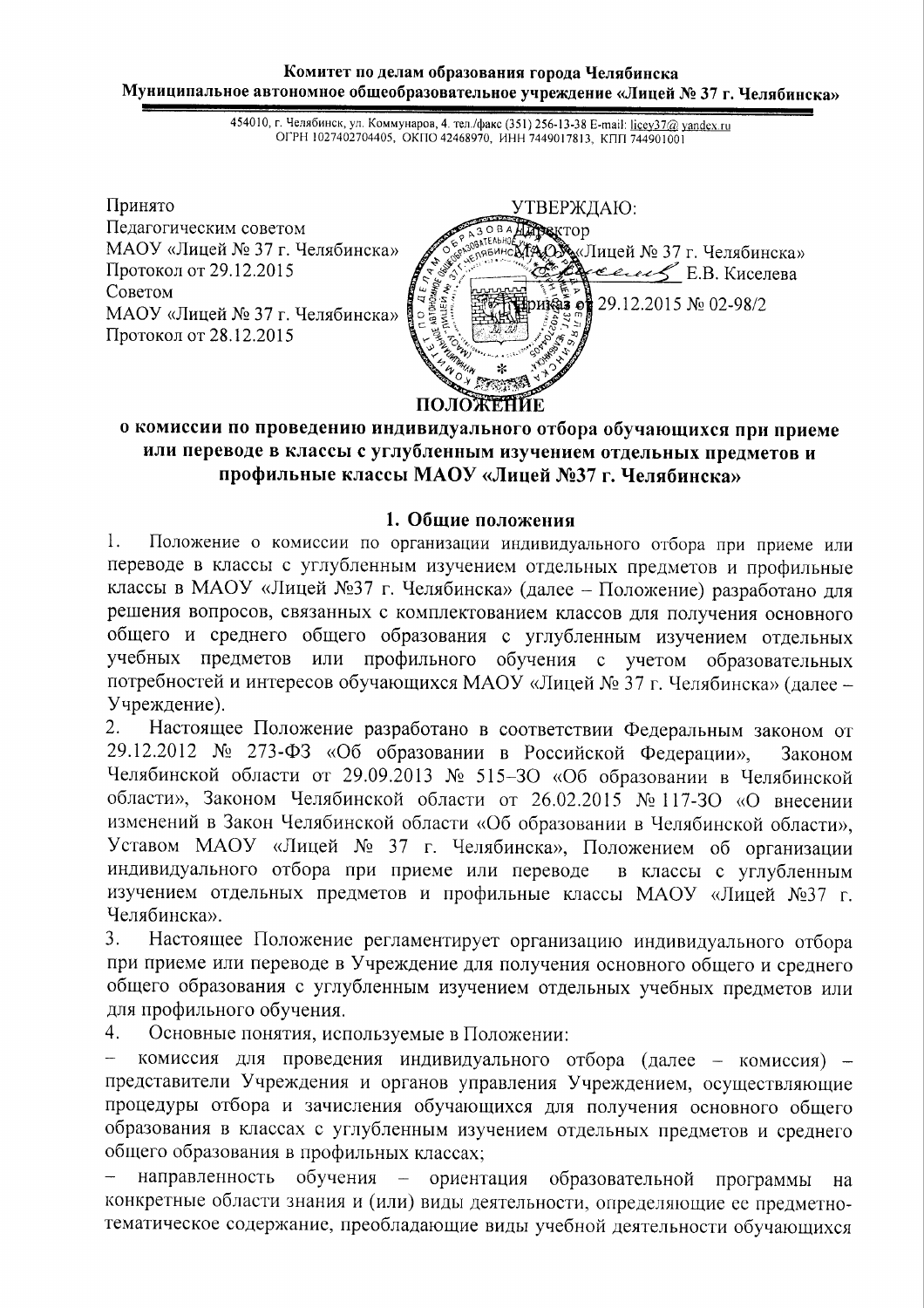**Комитет по делам образования города Челябинска**
**Муниципальное автономное общеобразовательное учреждение «Лицей № 37 г. Челябинска»**

454010, г. Челябинск, ул. Коммунаров, 4. тел./факс (351) 256-13-38 E-mail: licey37@yandex.ru
ОГРН 1027402704405, ОКПО 42468970, ИНН 7449017813, КПП 744901001

Принято
Педагогическим советом
МАОУ «Лицей № 37 г. Челябинска»
Протокол от 29.12.2015
Советом
МАОУ «Лицей № 37 г. Челябинска»
Протокол от 28.12.2015

УТВЕРЖДАЮ:
Директор
МАОУ «Лицей № 37 г. Челябинска»
\_\_\_\_\_\_\_\_ Е.В. Киселева
Приказ от 29.12.2015 № 02-98/2

# ПОЛОЖЕНИЕ
## о комиссии по проведению индивидуального отбора обучающихся при приеме или переводе в классы с углубленным изучением отдельных предметов и профильные классы МАОУ «Лицей №37 г. Челябинска»

### 1. Общие положения

1. Положение о комиссии по организации индивидуального отбора при приеме или переводе в классы с углубленным изучением отдельных предметов и профильные классы в МАОУ «Лицей №37 г. Челябинска» (далее – Положение) разработано для решения вопросов, связанных с комплектованием классов для получения основного общего и среднего общего образования с углубленным изучением отдельных учебных предметов или профильного обучения с учетом образовательных потребностей и интересов обучающихся МАОУ «Лицей № 37 г. Челябинска» (далее – Учреждение).
2. Настоящее Положение разработано в соответствии Федеральным законом от 29.12.2012 № 273-ФЗ «Об образовании в Российской Федерации», Законом Челябинской области от 29.09.2013 № 515–ЗО «Об образовании в Челябинской области», Законом Челябинской области от 26.02.2015 № 117-ЗО «О внесении изменений в Закон Челябинской области «Об образовании в Челябинской области», Уставом МАОУ «Лицей № 37 г. Челябинска», Положением об организации индивидуального отбора при приеме или переводе в классы с углубленным изучением отдельных предметов и профильные классы МАОУ «Лицей №37 г. Челябинска».
3. Настоящее Положение регламентирует организацию индивидуального отбора при приеме или переводе в Учреждение для получения основного общего и среднего общего образования с углубленным изучением отдельных учебных предметов или для профильного обучения.
4. Основные понятия, используемые в Положении:

– комиссия для проведения индивидуального отбора (далее – комиссия) – представители Учреждения и органов управления Учреждением, осуществляющие процедуры отбора и зачисления обучающихся для получения основного общего образования в классах с углубленным изучением отдельных предметов и среднего общего образования в профильных классах;

– направленность обучения – ориентация образовательной программы на конкретные области знания и (или) виды деятельности, определяющие ее предметно-тематическое содержание, преобладающие виды учебной деятельности обучающихся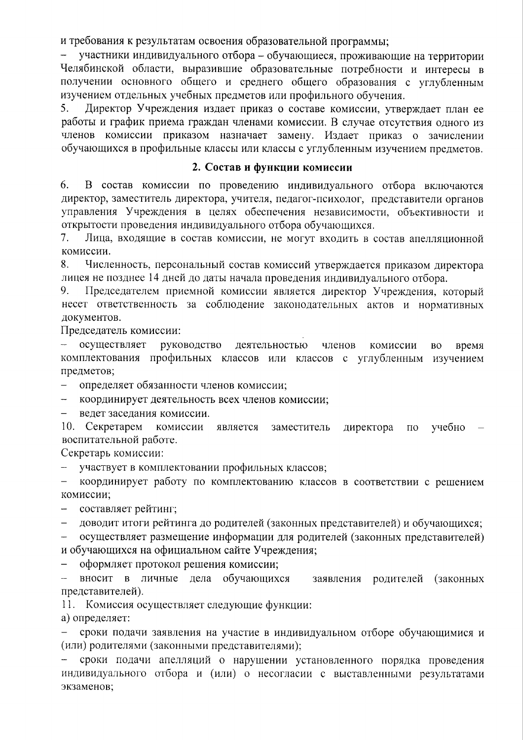и требования к результатам освоения образовательной программы;

- участники индивидуального отбора – обучающиеся, проживающие на территории Челябинской области, выразившие образовательные потребности и интересы в получении основного общего и среднего общего образования с углубленным изучением отдельных учебных предметов или профильного обучения.

5. Директор Учреждения издает приказ о составе комиссии, утверждает план ее работы и график приема граждан членами комиссии. В случае отсутствия одного из членов комиссии приказом назначает замену. Издает приказ о зачислении обучающихся в профильные классы или классы с углубленным изучением предметов.

## 2. Состав и функции комиссии

6. В состав комиссии по проведению индивидуального отбора включаются директор, заместитель директора, учителя, педагог-психолог, представители органов управления Учреждения в целях обеспечения независимости, объективности и открытости проведения индивидуального отбора обучающихся.

7. Лица, входящие в состав комиссии, не могут входить в состав апелляционной комиссии.

8. Численность, персональный состав комиссий утверждается приказом директора лицея не позднее 14 дней до даты начала проведения индивидуального отбора.

9. Председателем приемной комиссии является директор Учреждения, который несет ответственность за соблюдение законодательных актов и нормативных документов.

Председатель комиссии:

- осуществляет руководство деятельностью членов комиссии во время комплектования профильных классов или классов с углубленным изучением предметов;
- определяет обязанности членов комиссии;
- координирует деятельность всех членов комиссии;
- ведет заседания комиссии.

10. Секретарем комиссии является заместитель директора по учебно – воспитательной работе.

Секретарь комиссии:

- участвует в комплектовании профильных классов;
- координирует работу по комплектованию классов в соответствии с решением комиссии;
- составляет рейтинг;
- доводит итоги рейтинга до родителей (законных представителей) и обучающихся;
- осуществляет размещение информации для родителей (законных представителей) и обучающихся на официальном сайте Учреждения;
- оформляет протокол решения комиссии;
- вносит в личные дела обучающихся заявления родителей (законных представителей).

11. Комиссия осуществляет следующие функции:

а) определяет:

- сроки подачи заявления на участие в индивидуальном отборе обучающимися и (или) родителями (законными представителями);
- сроки подачи апелляций о нарушении установленного порядка проведения индивидуального отбора и (или) о несогласии с выставленными результатами экзаменов;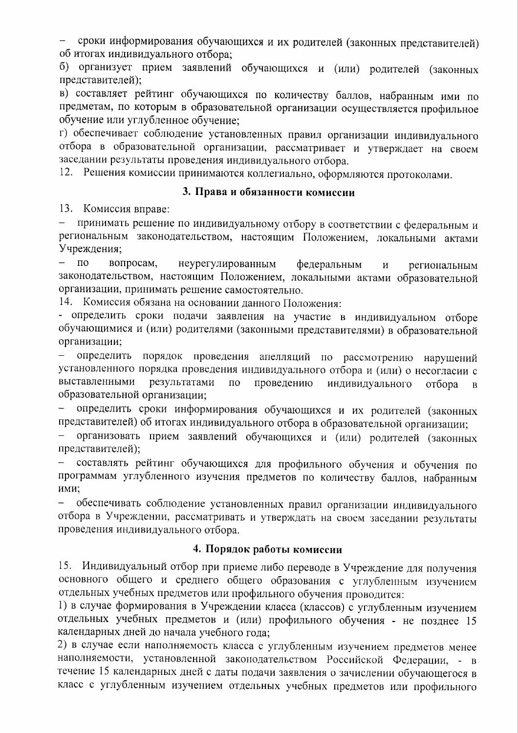- сроки информирования обучающихся и их родителей (законных представителей) об итогах индивидуального отбора;

б) организует прием заявлений обучающихся и (или) родителей (законных представителей);

в) составляет рейтинг обучающихся по количеству баллов, набранным ими по предметам, по которым в образовательной организации осуществляется профильное обучение или углубленное обучение;

г) обеспечивает соблюдение установленных правил организации индивидуального отбора в образовательной организации, рассматривает и утверждает на своем заседании результаты проведения индивидуального отбора.

12. Решения комиссии принимаются коллегиально, оформляются протоколами.

### 3. Права и обязанности комиссии

13. Комиссия вправе:

- принимать решение по индивидуальному отбору в соответствии с федеральным и региональным законодательством, настоящим Положением, локальными актами Учреждения;
- по вопросам, неурегулированным федеральным и региональным законодательством, настоящим Положением, локальными актами образовательной организации, принимать решение самостоятельно.

14. Комиссия обязана на основании данного Положения:

- определить сроки подачи заявления на участие в индивидуальном отборе обучающимися и (или) родителями (законными представителями) в образовательной организации;
- определить порядок проведения апелляций по рассмотрению нарушений установленного порядка проведения индивидуального отбора и (или) о несогласии с выставленными результатами по проведению индивидуального отбора в образовательной организации;
- определить сроки информирования обучающихся и их родителей (законных представителей) об итогах индивидуального отбора в образовательной организации;
- организовать прием заявлений обучающихся и (или) родителей (законных представителей);
- составлять рейтинг обучающихся для профильного обучения и обучения по программам углубленного изучения предметов по количеству баллов, набранным ими;
- обеспечивать соблюдение установленных правил организации индивидуального отбора в Учреждении, рассматривать и утверждать на своем заседании результаты проведения индивидуального отбора.

### 4. Порядок работы комиссии

15. Индивидуальный отбор при приеме либо переводе в Учреждение для получения основного общего и среднего общего образования с углубленным изучением отдельных учебных предметов или профильного обучения проводится:

1) в случае формирования в Учреждении класса (классов) с углубленным изучением отдельных учебных предметов и (или) профильного обучения - не позднее 15 календарных дней до начала учебного года;

2) в случае если наполняемость класса с углубленным изучением предметов менее наполняемости, установленной законодательством Российской Федерации, - в течение 15 календарных дней с даты подачи заявления о зачислении обучающегося в класс с углубленным изучением отдельных учебных предметов или профильного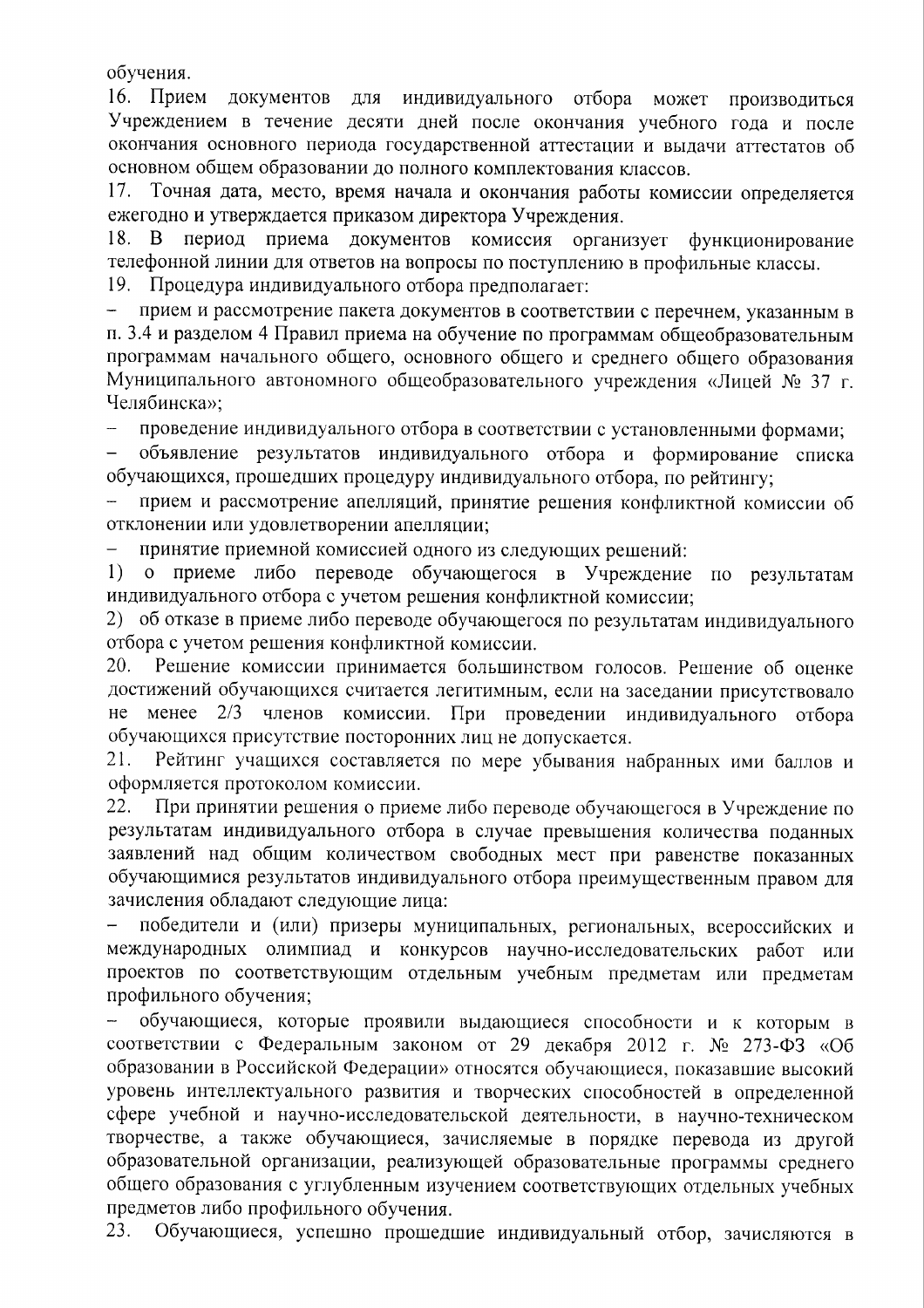обучения.

16. Прием документов для индивидуального отбора может производиться Учреждением в течение десяти дней после окончания учебного года и после окончания основного периода государственной аттестации и выдачи аттестатов об основном общем образовании до полного комплектования классов.

17. Точная дата, место, время начала и окончания работы комиссии определяется ежегодно и утверждается приказом директора Учреждения.

18. В период приема документов комиссия организует функционирование телефонной линии для ответов на вопросы по поступлению в профильные классы.

19. Процедура индивидуального отбора предполагает:

- прием и рассмотрение пакета документов в соответствии с перечнем, указанным в п. 3.4 и разделом 4 Правил приема на обучение по программам общеобразовательным программам начального общего, основного общего и среднего общего образования Муниципального автономного общеобразовательного учреждения «Лицей № 37 г. Челябинска»;
- проведение индивидуального отбора в соответствии с установленными формами;
- объявление результатов индивидуального отбора и формирование списка обучающихся, прошедших процедуру индивидуального отбора, по рейтингу;
- прием и рассмотрение апелляций, принятие решения конфликтной комиссии об отклонении или удовлетворении апелляции;
- принятие приемной комиссией одного из следующих решений:

1) о приеме либо переводе обучающегося в Учреждение по результатам индивидуального отбора с учетом решения конфликтной комиссии;

2) об отказе в приеме либо переводе обучающегося по результатам индивидуального отбора с учетом решения конфликтной комиссии.

20. Решение комиссии принимается большинством голосов. Решение об оценке достижений обучающихся считается легитимным, если на заседании присутствовало не менее 2/3 членов комиссии. При проведении индивидуального отбора обучающихся присутствие посторонних лиц не допускается.

21. Рейтинг учащихся составляется по мере убывания набранных ими баллов и оформляется протоколом комиссии.

22. При принятии решения о приеме либо переводе обучающегося в Учреждение по результатам индивидуального отбора в случае превышения количества поданных заявлений над общим количеством свободных мест при равенстве показанных обучающимися результатов индивидуального отбора преимущественным правом для зачисления обладают следующие лица:

- победители и (или) призеры муниципальных, региональных, всероссийских и международных олимпиад и конкурсов научно-исследовательских работ или проектов по соответствующим отдельным учебным предметам или предметам профильного обучения;
- обучающиеся, которые проявили выдающиеся способности и к которым в соответствии с Федеральным законом от 29 декабря 2012 г. № 273-ФЗ «Об образовании в Российской Федерации» относятся обучающиеся, показавшие высокий уровень интеллектуального развития и творческих способностей в определенной сфере учебной и научно-исследовательской деятельности, в научно-техническом творчестве, а также обучающиеся, зачисляемые в порядке перевода из другой образовательной организации, реализующей образовательные программы среднего общего образования с углубленным изучением соответствующих отдельных учебных предметов либо профильного обучения.

23. Обучающиеся, успешно прошедшие индивидуальный отбор, зачисляются в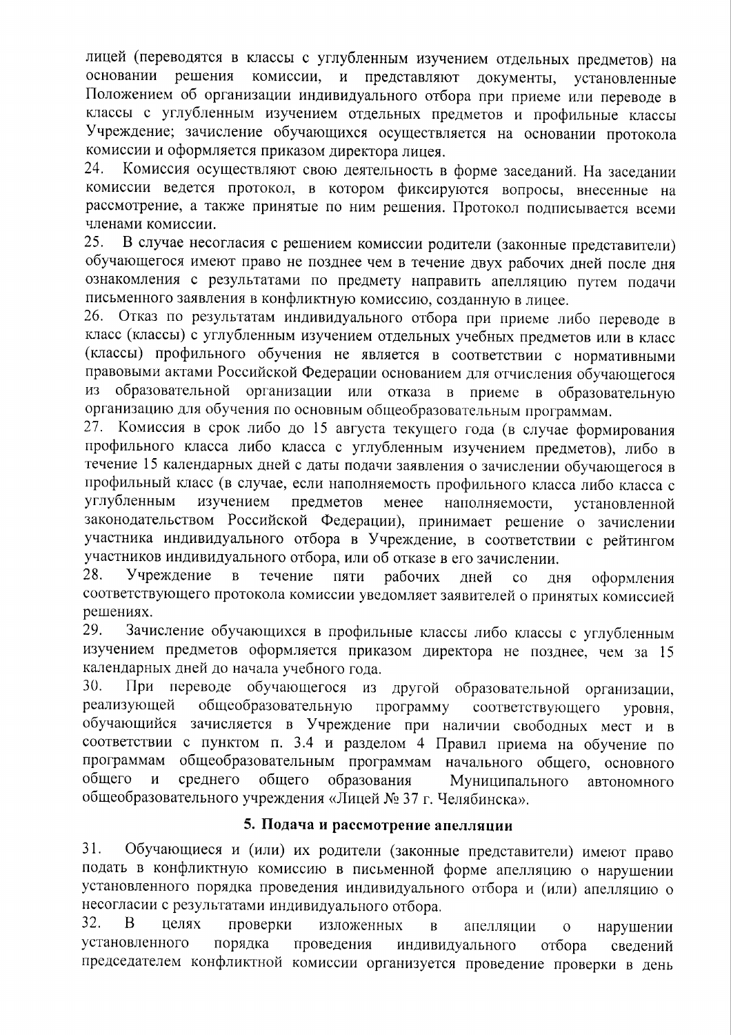лицей (переводятся в классы с углубленным изучением отдельных предметов) на основании решения комиссии, и представляют документы, установленные Положением об организации индивидуального отбора при приеме или переводе в классы с углубленным изучением отдельных предметов и профильные классы Учреждение; зачисление обучающихся осуществляется на основании протокола комиссии и оформляется приказом директора лицея.

24. Комиссия осуществляют свою деятельность в форме заседаний. На заседании комиссии ведется протокол, в котором фиксируются вопросы, внесенные на рассмотрение, а также принятые по ним решения. Протокол подписывается всеми членами комиссии.

25. В случае несогласия с решением комиссии родители (законные представители) обучающегося имеют право не позднее чем в течение двух рабочих дней после дня ознакомления с результатами по предмету направить апелляцию путем подачи письменного заявления в конфликтную комиссию, созданную в лицее.

26. Отказ по результатам индивидуального отбора при приеме либо переводе в класс (классы) с углубленным изучением отдельных учебных предметов или в класс (классы) профильного обучения не является в соответствии с нормативными правовыми актами Российской Федерации основанием для отчисления обучающегося из образовательной организации или отказа в приеме в образовательную организацию для обучения по основным общеобразовательным программам.

27. Комиссия в срок либо до 15 августа текущего года (в случае формирования профильного класса либо класса с углубленным изучением предметов), либо в течение 15 календарных дней с даты подачи заявления о зачислении обучающегося в профильный класс (в случае, если наполняемость профильного класса либо класса с углубленным изучением предметов менее наполняемости, установленной законодательством Российской Федерации), принимает решение о зачислении участника индивидуального отбора в Учреждение, в соответствии с рейтингом участников индивидуального отбора, или об отказе в его зачислении.

28. Учреждение в течение пяти рабочих дней со дня оформления соответствующего протокола комиссии уведомляет заявителей о принятых комиссией решениях.

29. Зачисление обучающихся в профильные классы либо классы с углубленным изучением предметов оформляется приказом директора не позднее, чем за 15 календарных дней до начала учебного года.

30. При переводе обучающегося из другой образовательной организации, реализующей общеобразовательную программу соответствующего уровня, обучающийся зачисляется в Учреждение при наличии свободных мест и в соответствии с пунктом п. 3.4 и разделом 4 Правил приема на обучение по программам общеобразовательным программам начального общего, основного общего и среднего общего образования Муниципального автономного общеобразовательного учреждения «Лицей № 37 г. Челябинска».

## 5. Подача и рассмотрение апелляции

31. Обучающиеся и (или) их родители (законные представители) имеют право подать в конфликтную комиссию в письменной форме апелляцию о нарушении установленного порядка проведения индивидуального отбора и (или) апелляцию о несогласии с результатами индивидуального отбора.

32. В целях проверки изложенных в апелляции о нарушении установленного порядка проведения индивидуального отбора сведений председателем конфликтной комиссии организуется проведение проверки в день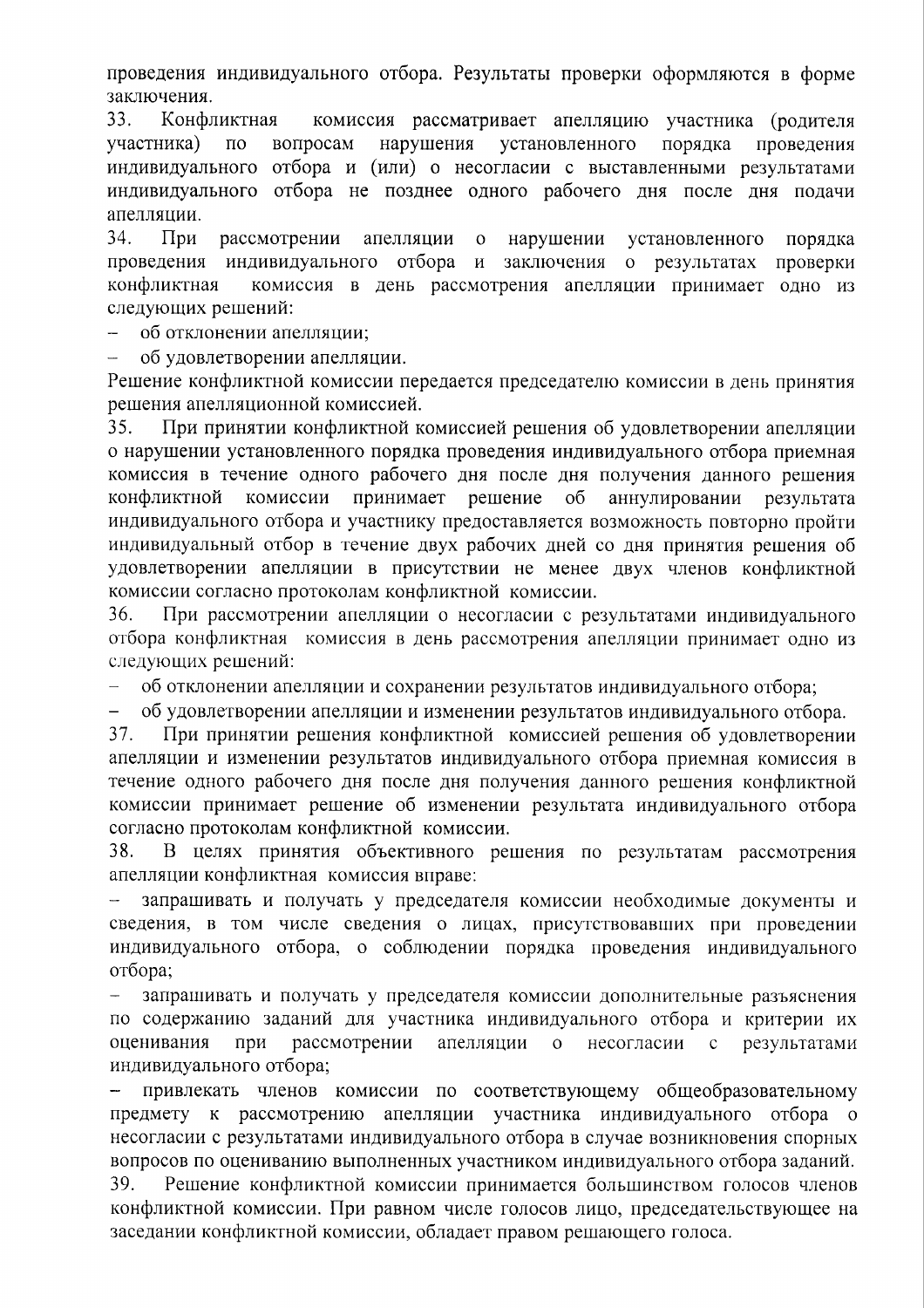проведения индивидуального отбора. Результаты проверки оформляются в форме заключения.

33. Конфликтная комиссия рассматривает апелляцию участника (родителя участника) по вопросам нарушения установленного порядка проведения индивидуального отбора и (или) о несогласии с выставленными результатами индивидуального отбора не позднее одного рабочего дня после дня подачи апелляции.

34. При рассмотрении апелляции о нарушении установленного порядка проведения индивидуального отбора и заключения о результатах проверки конфликтная комиссия в день рассмотрения апелляции принимает одно из следующих решений:

- об отклонении апелляции;
- об удовлетворении апелляции.

Решение конфликтной комиссии передается председателю комиссии в день принятия решения апелляционной комиссией.

35. При принятии конфликтной комиссией решения об удовлетворении апелляции о нарушении установленного порядка проведения индивидуального отбора приемная комиссия в течение одного рабочего дня после дня получения данного решения конфликтной комиссии принимает решение об аннулировании результата индивидуального отбора и участнику предоставляется возможность повторно пройти индивидуальный отбор в течение двух рабочих дней со дня принятия решения об удовлетворении апелляции в присутствии не менее двух членов конфликтной комиссии согласно протоколам конфликтной комиссии.

36. При рассмотрении апелляции о несогласии с результатами индивидуального отбора конфликтная комиссия в день рассмотрения апелляции принимает одно из следующих решений:

- об отклонении апелляции и сохранении результатов индивидуального отбора;
- об удовлетворении апелляции и изменении результатов индивидуального отбора.

37. При принятии решения конфликтной комиссией решения об удовлетворении апелляции и изменении результатов индивидуального отбора приемная комиссия в течение одного рабочего дня после дня получения данного решения конфликтной комиссии принимает решение об изменении результата индивидуального отбора согласно протоколам конфликтной комиссии.

38. В целях принятия объективного решения по результатам рассмотрения апелляции конфликтная комиссия вправе:

- запрашивать и получать у председателя комиссии необходимые документы и сведения, в том числе сведения о лицах, присутствовавших при проведении индивидуального отбора, о соблюдении порядка проведения индивидуального отбора;
- запрашивать и получать у председателя комиссии дополнительные разъяснения по содержанию заданий для участника индивидуального отбора и критерии их оценивания при рассмотрении апелляции о несогласии с результатами индивидуального отбора;
- привлекать членов комиссии по соответствующему общеобразовательному предмету к рассмотрению апелляции участника индивидуального отбора о несогласии с результатами индивидуального отбора в случае возникновения спорных вопросов по оцениванию выполненных участником индивидуального отбора заданий.

39. Решение конфликтной комиссии принимается большинством голосов членов конфликтной комиссии. При равном числе голосов лицо, председательствующее на заседании конфликтной комиссии, обладает правом решающего голоса.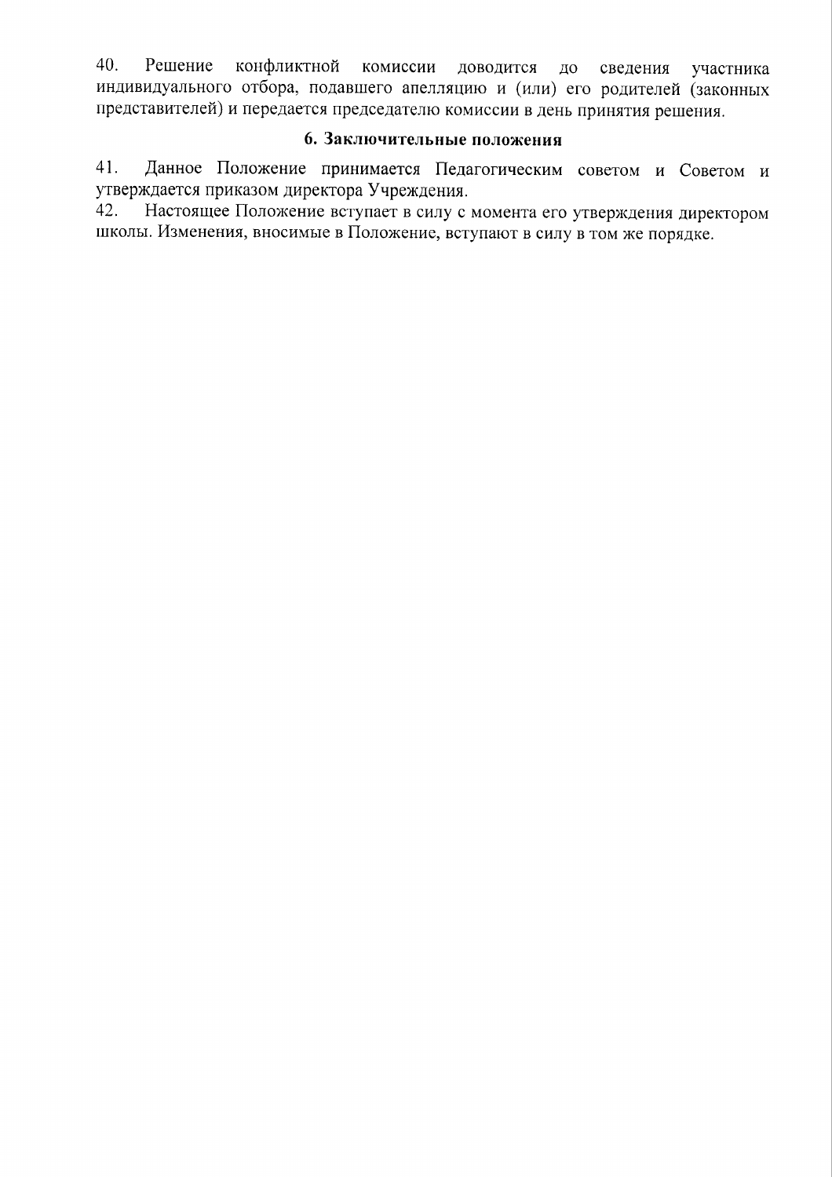40. Решение конфликтной комиссии доводится до сведения участника индивидуального отбора, подавшего апелляцию и (или) его родителей (законных представителей) и передается председателю комиссии в день принятия решения.

## 6. Заключительные положения

41. Данное Положение принимается Педагогическим советом и Советом и утверждается приказом директора Учреждения.

42. Настоящее Положение вступает в силу с момента его утверждения директором школы. Изменения, вносимые в Положение, вступают в силу в том же порядке.